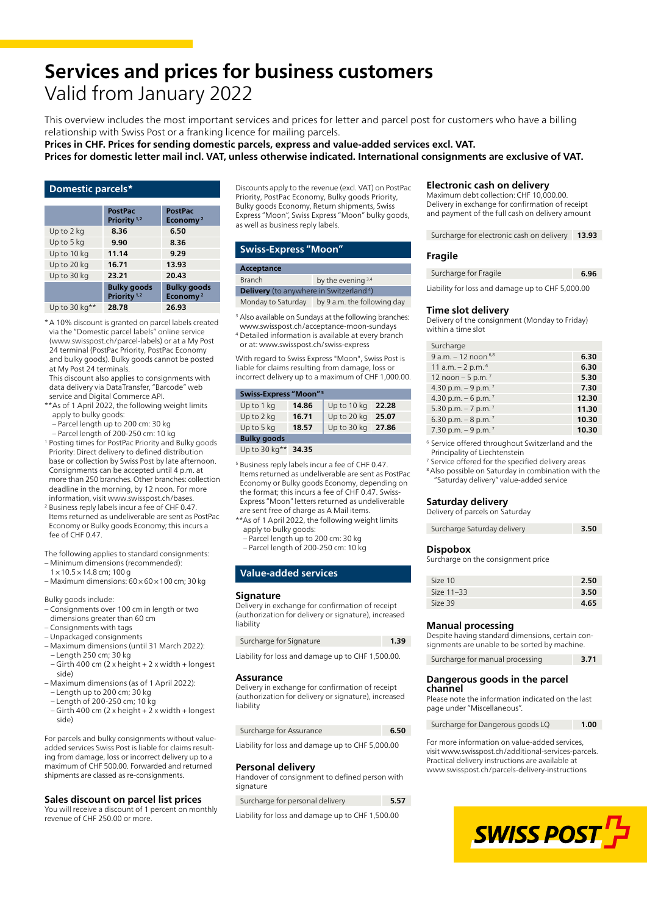# Services and prices for business customers

## Valid from January 2022

This overview includes the most important services and prices for letter and parcel post for customers who have a billing relationship with Swiss Post or a franking licence for mailing parcels.

**Prices in CHF. Prices for sending domestic parcels, express and value-added services excl. VAT.**
**Prices for domestic letter mail incl. VAT, unless otherwise indicated. International consignments are exclusive of VAT.**

## Domestic parcels*

| | PostPac Priority [1,2] | PostPac Economy [2] |
|---|---|---|
| Up to 2 kg | 8.36 | 6.50 |
| Up to 5 kg | 9.90 | 8.36 |
| Up to 10 kg | 11.14 | 9.29 |
| Up to 20 kg | 16.71 | 13.93 |
| Up to 30 kg | 23.21 | 20.43 |
| | **Bulky goods Priority [1,2]** | **Bulky goods Economy [2]** |
| Up to 30 kg** | 28.78 | 26.93 |

\* A 10% discount is granted on parcel labels created via the "Domestic parcel labels" online service (www.swisspost.ch/parcel-labels) or at a My Post 24 terminal (PostPac Priority, PostPac Economy and bulky goods). Bulky goods cannot be posted at My Post 24 terminals.
This discount also applies to consignments with data delivery via DataTransfer, "Barcode" web service and Digital Commerce API.

\*\*As of 1 April 2022, the following weight limits apply to bulky goods:
- Parcel length up to 200 cm: 30 kg
- Parcel length of 200-250 cm: 10 kg

[1] Posting times for PostPac Priority and Bulky goods Priority: Direct delivery to defined distribution base or collection by Swiss Post by late afternoon. Consignments can be accepted until 4 p.m. at more than 250 branches. Other branches: collection deadline in the morning, by 12 noon. For more information, visit www.swisspost.ch/branches.

[2] Business reply labels incur a fee of CHF 0.47. Items returned as undeliverable are sent as PostPac Economy or Bulky goods Economy; this incurs a fee of CHF 0.47.

The following applies to standard consignments:
- Minimum dimensions (recommended): 1 × 10.5 × 14.8 cm; 100 g
- Maximum dimensions: 60 × 60 × 100 cm; 30 kg

Bulky goods include:
- Consignments over 100 cm in length or two dimensions greater than 60 cm
- Consignments with tags
- Unpackaged consignments
- Maximum dimensions (until 31 March 2022):
  - Length 250 cm; 30 kg
  - Girth 400 cm (2 x height + 2 x width + longest side)
- Maximum dimensions (as of 1 April 2022):
  - Length up to 200 cm; 30 kg
  - Length of 200-250 cm; 10 kg
  - Girth 400 cm (2 x height + 2 x width + longest side)

For parcels and bulky consignments without value-added services Swiss Post is liable for claims resulting from damage, loss or incorrect delivery up to a maximum of CHF 500.00. Forwarded and returned shipments are classed as re-consignments.

### Sales discount on parcel list prices

You will receive a discount of 1 percent on monthly revenue of CHF 250.00 or more.

Discounts apply to the revenue (excl. VAT) on PostPac Priority, PostPac Economy, Bulky goods Priority, Bulky goods Economy, Return shipments, Swiss Express "Moon", Swiss Express "Moon" bulky goods, as well as business reply labels.

## Swiss-Express "Moon"

| Acceptance | |
|---|---|
| Branch | by the evening [3,4] |
| **Delivery** (to anywhere in Switzerland [4]) | |
| Monday to Saturday | by 9 a.m. the following day |

[3] Also available on Sundays at the following branches: www.swisspost.ch/acceptance-moon-sundays
[4] Detailed information is available at every branch or at: www.swisspost.ch/swiss-express

With regard to Swiss Express "Moon", Swiss Post is liable for claims resulting from damage, loss or incorrect delivery up to a maximum of CHF 1,000.00.

| Swiss-Express "Moon" [5] | | | |
|---|---|---|---|
| Up to 1 kg | 14.86 | Up to 10 kg | 22.28 |
| Up to 2 kg | 16.71 | Up to 20 kg | 25.07 |
| Up to 5 kg | 18.57 | Up to 30 kg | 27.86 |
| **Bulky goods** | | | |
| Up to 30 kg** | 34.35 | | |

[5] Business reply labels incur a fee of CHF 0.47. Items returned as undeliverable are sent as PostPac Economy or Bulky goods Economy, depending on the format; this incurs a fee of CHF 0.47. Swiss-Express "Moon" letters returned as undeliverable are sent free of charge as A Mail items.

\*\*As of 1 April 2022, the following weight limits apply to bulky goods:
- Parcel length up to 200 cm: 30 kg
- Parcel length of 200-250 cm: 10 kg

## Value-added services

### Signature

Delivery in exchange for confirmation of receipt (authorization for delivery or signature), increased liability

| Surcharge for Signature | 1.39 |
|---|---|

Liability for loss and damage up to CHF 1,500.00.

### Assurance

Delivery in exchange for confirmation of receipt (authorization for delivery or signature), increased liability

| Surcharge for Assurance | 6.50 |
|---|---|

Liability for loss and damage up to CHF 5,000.00

### Personal delivery

Handover of consignment to defined person with signature

| Surcharge for personal delivery | 5.57 |
|---|---|

Liability for loss and damage up to CHF 1,500.00

### Electronic cash on delivery

Maximum debt collection: CHF 10,000.00.
Delivery in exchange for confirmation of receipt and payment of the full cash on delivery amount

| Surcharge for electronic cash on delivery | 13.93 |
|---|---|

### Fragile

| Surcharge for Fragile | 6.96 |
|---|---|

Liability for loss and damage up to CHF 5,000.00

### Time slot delivery

Delivery of the consignment (Monday to Friday) within a time slot

| Surcharge | |
|---|---|
| 9 a.m. – 12 noon [6,8] | 6.30 |
| 11 a.m. – 2 p.m. [6] | 6.30 |
| 12 noon – 5 p.m. [7] | 5.30 |
| 4.30 p.m. – 9 p.m. [7] | 7.30 |
| 4.30 p.m. – 6 p.m. [7] | 12.30 |
| 5.30 p.m. – 7 p.m. [7] | 11.30 |
| 6.30 p.m. – 8 p.m. [7] | 10.30 |
| 7.30 p.m. – 9 p.m. [7] | 10.30 |

[6] Service offered throughout Switzerland and the Principality of Liechtenstein
[7] Service offered for the specified delivery areas
[8] Also possible on Saturday in combination with the "Saturday delivery" value-added service

### Saturday delivery

Delivery of parcels on Saturday

| Surcharge Saturday delivery | 3.50 |
|---|---|

### Dispobox

Surcharge on the consignment price

| Size 10 | 2.50 |
|---|---|
| Size 11–33 | 3.50 |
| Size 39 | 4.65 |

### Manual processing

Despite having standard dimensions, certain consignments are unable to be sorted by machine.

| Surcharge for manual processing | 3.71 |
|---|---|

### Dangerous goods in the parcel channel

Please note the information indicated on the last page under "Miscellaneous".

| Surcharge for Dangerous goods LQ | 1.00 |
|---|---|

For more information on value-added services, visit www.swisspost.ch/additional-services-parcels. Practical delivery instructions are available at www.swisspost.ch/parcels-delivery-instructions

SWISS POST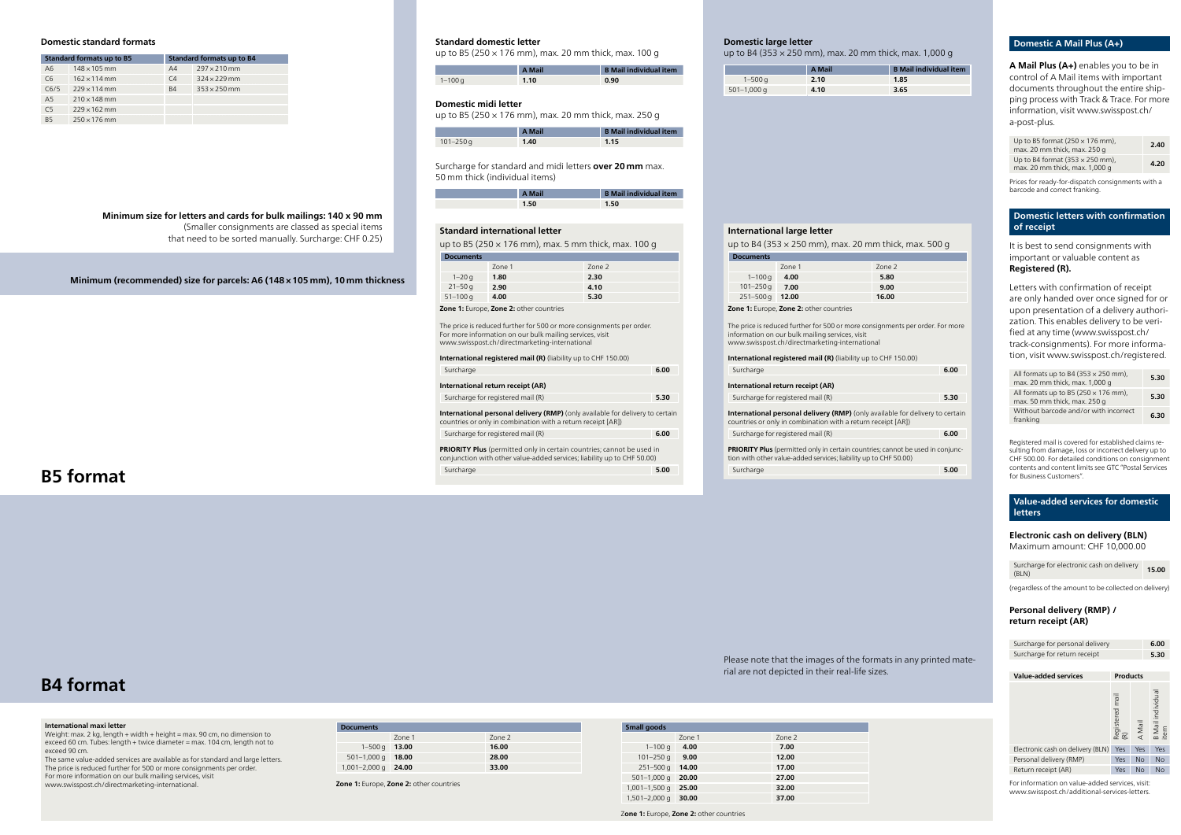### Domestic standard formats

| Standard formats up to B5 | | Standard formats up to B4 | |
|---|---|---|---|
| A6 | 148 × 105 mm | A4 | 297 × 210 mm |
| C6 | 162 × 114 mm | C4 | 324 × 229 mm |
| C6/5 | 229 × 114 mm | B4 | 353 × 250 mm |
| A5 | 210 × 148 mm | | |
| C5 | 229 × 162 mm | | |
| B5 | 250 × 176 mm | | |

**Minimum size for letters and cards for bulk mailings: 140 × 90 mm**
(Smaller consignments are classed as special items that need to be sorted manually. Surcharge: CHF 0.25)

**Minimum (recommended) size for parcels: A6 (148 × 105 mm), 10 mm thickness**

## B5 format

### Standard domestic letter

up to B5 (250 × 176 mm), max. 20 mm thick, max. 100 g

| | A Mail | B Mail individual item |
|---|---|---|
| 1–100 g | **1.10** | **0.90** |

### Domestic midi letter

up to B5 (250 × 176 mm), max. 20 mm thick, max. 250 g

| | A Mail | B Mail individual item |
|---|---|---|
| 101–250 g | **1.40** | **1.15** |

Surcharge for standard and midi letters **over 20 mm** max. 50 mm thick (individual items)

| | A Mail | B Mail individual item |
|---|---|---|
| | **1.50** | **1.50** |

### Standard international letter

up to B5 (250 × 176 mm), max. 5 mm thick, max. 100 g

| Documents | Zone 1 | Zone 2 |
|---|---|---|
| 1–20 g | **1.80** | **2.30** |
| 21–50 g | **2.90** | **4.10** |
| 51–100 g | **4.00** | **5.30** |

**Zone 1:** Europe, **Zone 2:** other countries

The price is reduced further for 500 or more consignments per order. For more information on our bulk mailing services, visit www.swisspost.ch/directmarketing-international

**International registered mail (R)** (liability up to CHF 150.00)

| | |
|---|---|
| Surcharge | **6.00** |

**International return receipt (AR)**

| | |
|---|---|
| Surcharge for registered mail (R) | **5.30** |

**International personal delivery (RMP)** (only available for delivery to certain countries or only in combination with a return receipt [AR])

| | |
|---|---|
| Surcharge for registered mail (R) | **6.00** |

**PRIORITY Plus** (permitted only in certain countries; cannot be used in conjunction with other value-added services; liability up to CHF 50.00)

| | |
|---|---|
| Surcharge | **5.00** |

### Domestic large letter

up to B4 (353 × 250 mm), max. 20 mm thick, max. 1,000 g

| | A Mail | B Mail individual item |
|---|---|---|
| 1–500 g | **2.10** | **1.85** |
| 501–1,000 g | **4.10** | **3.65** |

### International large letter

up to B4 (353 × 250 mm), max. 20 mm thick, max. 500 g

| Documents | Zone 1 | Zone 2 |
|---|---|---|
| 1–100 g | **4.00** | **5.80** |
| 101–250 g | **7.00** | **9.00** |
| 251–500 g | **12.00** | **16.00** |

**Zone 1:** Europe, **Zone 2:** other countries

The price is reduced further for 500 or more consignments per order. For more information on our bulk mailing services, visit www.swisspost.ch/directmarketing-international

**International registered mail (R)** (liability up to CHF 150.00)

| | |
|---|---|
| Surcharge | **6.00** |

**International return receipt (AR)**

| | |
|---|---|
| Surcharge for registered mail (R) | **5.30** |

**International personal delivery (RMP)** (only available for delivery to certain countries or only in combination with a return receipt [AR])

| | |
|---|---|
| Surcharge for registered mail (R) | **6.00** |

**PRIORITY Plus** (permitted only in certain countries; cannot be used in conjunction with other value-added services; liability up to CHF 50.00)

| | |
|---|---|
| Surcharge | **5.00** |

Please note that the images of the formats in any printed material are not depicted in their real-life sizes.

## B4 format

### International maxi letter

Weight: max. 2 kg, length + width + height = max. 90 cm, no dimension to exceed 60 cm. Tubes: length + twice diameter = max. 104 cm, length not to exceed 90 cm.
The same value-added services are available as for standard and large letters.
The price is reduced further for 500 or more consignments per order.
For more information on our bulk mailing services, visit www.swisspost.ch/directmarketing-international.

| Documents | Zone 1 | Zone 2 |
|---|---|---|
| 1–500 g | **13.00** | **16.00** |
| 501–1,000 g | **18.00** | **28.00** |
| 1,001–2,000 g | **24.00** | **33.00** |

**Zone 1:** Europe, **Zone 2:** other countries

| Small goods | Zone 1 | Zone 2 |
|---|---|---|
| 1–100 g | **4.00** | **7.00** |
| 101–250 g | **9.00** | **12.00** |
| 251–500 g | **14.00** | **17.00** |
| 501–1,000 g | **20.00** | **27.00** |
| 1,001–1,500 g | **25.00** | **32.00** |
| 1,501–2,000 g | **30.00** | **37.00** |

**Zone 1:** Europe, **Zone 2:** other countries

## Domestic A Mail Plus (A+)

**A Mail Plus (A+)** enables you to be in control of A Mail items with important documents throughout the entire shipping process with Track & Trace. For more information, visit www.swisspost.ch/a-post-plus.

| | |
|---|---|
| Up to B5 format (250 × 176 mm), max. 20 mm thick, max. 250 g | **2.40** |
| Up to B4 format (353 × 250 mm), max. 20 mm thick, max. 1,000 g | **4.20** |

Prices for ready-for-dispatch consignments with a barcode and correct franking.

## Domestic letters with confirmation of receipt

It is best to send consignments with important or valuable content as **Registered (R).**

Letters with confirmation of receipt are only handed over once signed for or upon presentation of a delivery authorization. This enables delivery to be verified at any time (www.swisspost.ch/track-consignments). For more information, visit www.swisspost.ch/registered.

| | |
|---|---|
| All formats up to B4 (353 × 250 mm), max. 20 mm thick, max. 1,000 g | **5.30** |
| All formats up to B5 (250 × 176 mm), max. 50 mm thick, max. 250 g | **5.30** |
| Without barcode and/or with incorrect franking | **6.30** |

Registered mail is covered for established claims resulting from damage, loss or incorrect delivery up to CHF 500.00. For detailed conditions on consignment contents and content limits see GTC "Postal Services for Business Customers".

## Value-added services for domestic letters

### Electronic cash on delivery (BLN)

Maximum amount: CHF 10,000.00

| | |
|---|---|
| Surcharge for electronic cash on delivery (BLN) | **15.00** |

(regardless of the amount to be collected on delivery)

### Personal delivery (RMP) / return receipt (AR)

| | |
|---|---|
| Surcharge for personal delivery | **6.00** |
| Surcharge for return receipt | **5.30** |

| Value-added services | Products | | |
|---|---|---|---|
| | Registered mail (R) | A Mail | B Mail individual item |
| Electronic cash on delivery (BLN) | Yes | Yes | Yes |
| Personal delivery (RMP) | Yes | No | No |
| Return receipt (AR) | Yes | No | No |

For information on value-added services, visit: www.swisspost.ch/additional-services-letters.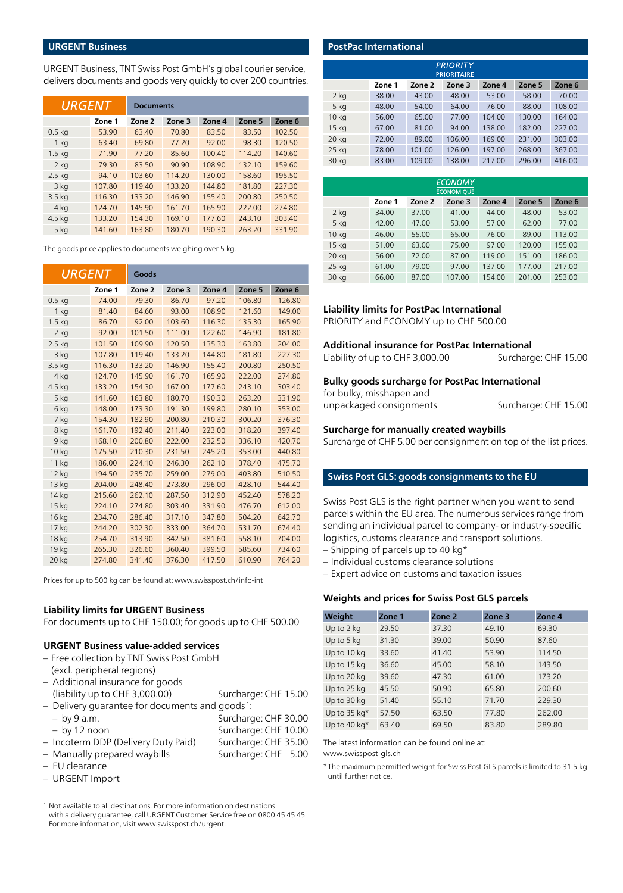## URGENT Business

URGENT Business, TNT Swiss Post GmbH's global courier service, delivers documents and goods very quickly to over 200 countries.

| *URGENT* | Documents | | | | | |
|---|---|---|---|---|---|---|
| | Zone 1 | Zone 2 | Zone 3 | Zone 4 | Zone 5 | Zone 6 |
| 0.5 kg | 53.90 | 63.40 | 70.80 | 83.50 | 83.50 | 102.50 |
| 1 kg | 63.40 | 69.80 | 77.20 | 92.00 | 98.30 | 120.50 |
| 1.5 kg | 71.90 | 77.20 | 85.60 | 100.40 | 114.20 | 140.60 |
| 2 kg | 79.30 | 83.50 | 90.90 | 108.90 | 132.10 | 159.60 |
| 2.5 kg | 94.10 | 103.60 | 114.20 | 130.00 | 158.60 | 195.50 |
| 3 kg | 107.80 | 119.40 | 133.20 | 144.80 | 181.80 | 227.30 |
| 3.5 kg | 116.30 | 133.20 | 146.90 | 155.40 | 200.80 | 250.50 |
| 4 kg | 124.70 | 145.90 | 161.70 | 165.90 | 222.00 | 274.80 |
| 4.5 kg | 133.20 | 154.30 | 169.10 | 177.60 | 243.10 | 303.40 |
| 5 kg | 141.60 | 163.80 | 180.70 | 190.30 | 263.20 | 331.90 |

The goods price applies to documents weighing over 5 kg.

| *URGENT* | Goods | | | | | |
|---|---|---|---|---|---|---|
| | Zone 1 | Zone 2 | Zone 3 | Zone 4 | Zone 5 | Zone 6 |
| 0.5 kg | 74.00 | 79.30 | 86.70 | 97.20 | 106.80 | 126.80 |
| 1 kg | 81.40 | 84.60 | 93.00 | 108.90 | 121.60 | 149.00 |
| 1.5 kg | 86.70 | 92.00 | 103.60 | 116.30 | 135.30 | 165.90 |
| 2 kg | 92.00 | 101.50 | 111.00 | 122.60 | 146.90 | 181.80 |
| 2.5 kg | 101.50 | 109.90 | 120.50 | 135.30 | 163.80 | 204.00 |
| 3 kg | 107.80 | 119.40 | 133.20 | 144.80 | 181.80 | 227.30 |
| 3.5 kg | 116.30 | 133.20 | 146.90 | 155.40 | 200.80 | 250.50 |
| 4 kg | 124.70 | 145.90 | 161.70 | 165.90 | 222.00 | 274.80 |
| 4.5 kg | 133.20 | 154.30 | 167.00 | 177.60 | 243.10 | 303.40 |
| 5 kg | 141.60 | 163.80 | 180.70 | 190.30 | 263.20 | 331.90 |
| 6 kg | 148.00 | 173.30 | 191.30 | 199.80 | 280.10 | 353.00 |
| 7 kg | 154.30 | 182.90 | 200.80 | 210.30 | 300.20 | 376.30 |
| 8 kg | 161.70 | 192.40 | 211.40 | 223.00 | 318.20 | 397.40 |
| 9 kg | 168.10 | 200.80 | 222.00 | 232.50 | 336.10 | 420.70 |
| 10 kg | 175.50 | 210.30 | 231.50 | 245.20 | 353.00 | 440.80 |
| 11 kg | 186.00 | 224.10 | 246.30 | 262.10 | 378.40 | 475.70 |
| 12 kg | 194.50 | 235.70 | 259.00 | 279.00 | 403.80 | 510.50 |
| 13 kg | 204.00 | 248.40 | 273.80 | 296.00 | 428.10 | 544.40 |
| 14 kg | 215.60 | 262.10 | 287.50 | 312.90 | 452.40 | 578.20 |
| 15 kg | 224.10 | 274.80 | 303.40 | 331.90 | 476.70 | 612.00 |
| 16 kg | 234.70 | 286.40 | 317.10 | 347.80 | 504.20 | 642.70 |
| 17 kg | 244.20 | 302.30 | 333.00 | 364.70 | 531.70 | 674.40 |
| 18 kg | 254.70 | 313.90 | 342.50 | 381.60 | 558.10 | 704.00 |
| 19 kg | 265.30 | 326.60 | 360.40 | 399.50 | 585.60 | 734.60 |
| 20 kg | 274.80 | 341.40 | 376.30 | 417.50 | 610.90 | 764.20 |

Prices for up to 500 kg can be found at: www.swisspost.ch/info-int

### Liability limits for URGENT Business

For documents up to CHF 150.00; for goods up to CHF 500.00

### URGENT Business value-added services

- Free collection by TNT Swiss Post GmbH (excl. peripheral regions)
- Additional insurance for goods (liability up to CHF 3,000.00) — Surcharge: CHF 15.00
- Delivery guarantee for documents and goods[1]:
  - by 9 a.m. — Surcharge: CHF 30.00
  - by 12 noon — Surcharge: CHF 10.00
- Incoterm DDP (Delivery Duty Paid) — Surcharge: CHF 35.00
- Manually prepared waybills — Surcharge: CHF 5.00
- EU clearance
- URGENT Import

[1] Not available to all destinations. For more information on destinations with a delivery guarantee, call URGENT Customer Service free on 0800 45 45 45. For more information, visit www.swisspost.ch/urgent.

## PostPac International

| *PRIORITY* PRIORITAIRE | | | | | | |
|---|---|---|---|---|---|---|
| | Zone 1 | Zone 2 | Zone 3 | Zone 4 | Zone 5 | Zone 6 |
| 2 kg | 38.00 | 43.00 | 48.00 | 53.00 | 58.00 | 70.00 |
| 5 kg | 48.00 | 54.00 | 64.00 | 76.00 | 88.00 | 108.00 |
| 10 kg | 56.00 | 65.00 | 77.00 | 104.00 | 130.00 | 164.00 |
| 15 kg | 67.00 | 81.00 | 94.00 | 138.00 | 182.00 | 227.00 |
| 20 kg | 72.00 | 89.00 | 106.00 | 169.00 | 231.00 | 303.00 |
| 25 kg | 78.00 | 101.00 | 126.00 | 197.00 | 268.00 | 367.00 |
| 30 kg | 83.00 | 109.00 | 138.00 | 217.00 | 296.00 | 416.00 |

| *ECONOMY* ECONOMIQUE | | | | | | |
|---|---|---|---|---|---|---|
| | Zone 1 | Zone 2 | Zone 3 | Zone 4 | Zone 5 | Zone 6 |
| 2 kg | 34.00 | 37.00 | 41.00 | 44.00 | 48.00 | 53.00 |
| 5 kg | 42.00 | 47.00 | 53.00 | 57.00 | 62.00 | 77.00 |
| 10 kg | 46.00 | 55.00 | 65.00 | 76.00 | 89.00 | 113.00 |
| 15 kg | 51.00 | 63.00 | 75.00 | 97.00 | 120.00 | 155.00 |
| 20 kg | 56.00 | 72.00 | 87.00 | 119.00 | 151.00 | 186.00 |
| 25 kg | 61.00 | 79.00 | 97.00 | 137.00 | 177.00 | 217.00 |
| 30 kg | 66.00 | 87.00 | 107.00 | 154.00 | 201.00 | 253.00 |

### Liability limits for PostPac International

PRIORITY and ECONOMY up to CHF 500.00

### Additional insurance for PostPac International

Liability of up to CHF 3,000.00 — Surcharge: CHF 15.00

### Bulky goods surcharge for PostPac International

for bulky, misshapen and unpackaged consignments — Surcharge: CHF 15.00

### Surcharge for manually created waybills

Surcharge of CHF 5.00 per consignment on top of the list prices.

## Swiss Post GLS: goods consignments to the EU

Swiss Post GLS is the right partner when you want to send parcels within the EU area. The numerous services range from sending an individual parcel to company- or industry-specific logistics, customs clearance and transport solutions.

- Shipping of parcels up to 40 kg*
- Individual customs clearance solutions
- Expert advice on customs and taxation issues

### Weights and prices for Swiss Post GLS parcels

| Weight | Zone 1 | Zone 2 | Zone 3 | Zone 4 |
|---|---|---|---|---|
| Up to 2 kg | 29.50 | 37.30 | 49.10 | 69.30 |
| Up to 5 kg | 31.30 | 39.00 | 50.90 | 87.60 |
| Up to 10 kg | 33.60 | 41.40 | 53.90 | 114.50 |
| Up to 15 kg | 36.60 | 45.00 | 58.10 | 143.50 |
| Up to 20 kg | 39.60 | 47.30 | 61.00 | 173.20 |
| Up to 25 kg | 45.50 | 50.90 | 65.80 | 200.60 |
| Up to 30 kg | 51.40 | 55.10 | 71.70 | 229.30 |
| Up to 35 kg* | 57.50 | 63.50 | 77.80 | 262.00 |
| Up to 40 kg* | 63.40 | 69.50 | 83.80 | 289.80 |

The latest information can be found online at: www.swisspost-gls.ch

*The maximum permitted weight for Swiss Post GLS parcels is limited to 31.5 kg until further notice.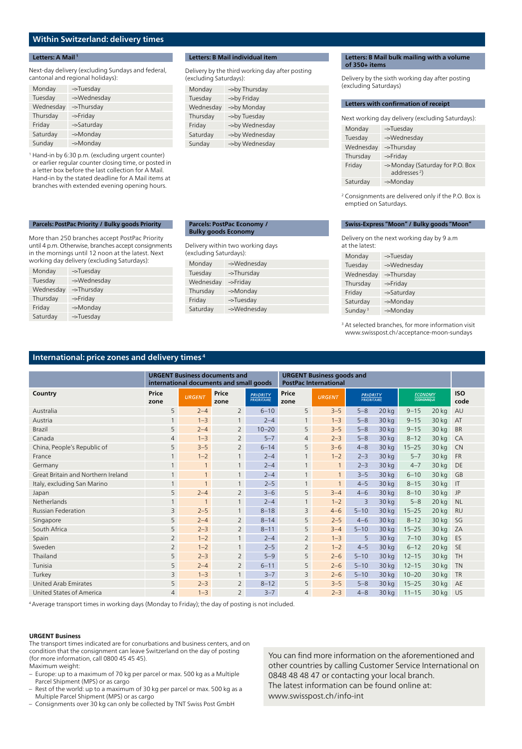## Within Switzerland: delivery times

### Letters: A Mail[1]

Next-day delivery (excluding Sundays and federal, cantonal and regional holidays):

| | |
|---|---|
| Monday | –>Tuesday |
| Tuesday | –>Wednesday |
| Wednesday | –>Thursday |
| Thursday | –>Friday |
| Friday | –>Saturday |
| Saturday | –>Monday |
| Sunday | –>Monday |

[1] Hand-in by 6:30 p.m. (excluding urgent counter) or earlier regular counter closing time, or posted in a letter box before the last collection for A Mail. Hand-in by the stated deadline for A Mail items at branches with extended evening opening hours.

### Letters: B Mail individual item

Delivery by the third working day after posting (excluding Saturdays):

| | |
|---|---|
| Monday | –>by Thursday |
| Tuesday | –>by Friday |
| Wednesday | –>by Monday |
| Thursday | –>by Tuesday |
| Friday | –>by Wednesday |
| Saturday | –>by Wednesday |
| Sunday | –>by Wednesday |

### Letters: B Mail bulk mailing with a volume of 350+ items

Delivery by the sixth working day after posting (excluding Saturdays)

### Letters with confirmation of receipt

Next working day delivery (excluding Saturdays):

| | |
|---|---|
| Monday | –>Tuesday |
| Tuesday | –>Wednesday |
| Wednesday | –>Thursday |
| Thursday | –>Friday |
| Friday | –> Monday (Saturday for P.O. Box addresses[2]) |
| Saturday | –>Monday |

[2] Consignments are delivered only if the P.O. Box is emptied on Saturdays.

### Parcels: PostPac Priority / Bulky goods Priority

More than 250 branches accept PostPac Priority until 4 p.m. Otherwise, branches accept consignments in the mornings until 12 noon at the latest. Next working day delivery (excluding Saturdays):

| | |
|---|---|
| Monday | –>Tuesday |
| Tuesday | –>Wednesday |
| Wednesday | –>Thursday |
| Thursday | –>Friday |
| Friday | –>Monday |
| Saturday | –>Tuesday |

### Parcels: PostPac Economy / Bulky goods Economy

Delivery within two working days (excluding Saturdays):

| | |
|---|---|
| Monday | –>Wednesday |
| Tuesday | –>Thursday |
| Wednesday | –>Friday |
| Thursday | –>Monday |
| Friday | –>Tuesday |
| Saturday | –>Wednesday |

### Swiss-Express "Moon" / Bulky goods "Moon"

Delivery on the next working day by 9 a.m at the latest:

| | |
|---|---|
| Monday | –>Tuesday |
| Tuesday | –>Wednesday |
| Wednesday | –>Thursday |
| Thursday | –>Friday |
| Friday | –>Saturday |
| Saturday | –>Monday |
| Sunday[3] | –>Monday |

[3] At selected branches, for more information visit www.swisspost.ch/acceptance-moon-sundays

## International: price zones and delivery times[4]

| | URGENT Business documents and international documents and small goods | | | | URGENT Business goods and PostPac International | | | | | | |
|---|---|---|---|---|---|---|---|---|---|---|---|
| Country | Price zone | URGENT | Price zone | PRIORITY PRIORITAIRE | Price zone | URGENT | PRIORITY PRIORITAIRE | | ECONOMY ECONOMIQUE | | ISO code |
| Australia | 5 | 2–4 | 2 | 6–10 | 5 | 3–5 | 5–8 | 20 kg | 9–15 | 20 kg | AU |
| Austria | 1 | 1–3 | 1 | 2–4 | 1 | 1–3 | 5–8 | 30 kg | 9–15 | 30 kg | AT |
| Brazil | 5 | 2–4 | 2 | 10–20 | 5 | 3–5 | 5–8 | 30 kg | 9–15 | 30 kg | BR |
| Canada | 4 | 1–3 | 2 | 5–7 | 4 | 2–3 | 5–8 | 30 kg | 8–12 | 30 kg | CA |
| China, People's Republic of | 5 | 3–5 | 2 | 6–14 | 5 | 3–6 | 4–8 | 30 kg | 15–25 | 30 kg | CN |
| France | 1 | 1–2 | 1 | 2–4 | 1 | 1–2 | 2–3 | 30 kg | 5–7 | 30 kg | FR |
| Germany | 1 | 1 | 1 | 2–4 | 1 | 1 | 2–3 | 30 kg | 4–7 | 30 kg | DE |
| Great Britain and Northern Ireland | 1 | 1 | 1 | 2–4 | 1 | 1 | 3–5 | 30 kg | 6–10 | 30 kg | GB |
| Italy, excluding San Marino | 1 | 1 | 1 | 2–5 | 1 | 1 | 4–5 | 30 kg | 8–15 | 30 kg | IT |
| Japan | 5 | 2–4 | 2 | 3–6 | 5 | 3–4 | 4–6 | 30 kg | 8–10 | 30 kg | JP |
| Netherlands | 1 | 1 | 1 | 2–4 | 1 | 1–2 | 3 | 30 kg | 5–8 | 20 kg | NL |
| Russian Federation | 3 | 2–5 | 1 | 8–18 | 3 | 4–6 | 5–10 | 30 kg | 15–25 | 20 kg | RU |
| Singapore | 5 | 2–4 | 2 | 8–14 | 5 | 2–5 | 4–6 | 30 kg | 8–12 | 30 kg | SG |
| South Africa | 5 | 2–3 | 2 | 8–11 | 5 | 3–4 | 5–10 | 30 kg | 15–25 | 30 kg | ZA |
| Spain | 2 | 1–2 | 1 | 2–4 | 2 | 1–3 | 5 | 30 kg | 7–10 | 30 kg | ES |
| Sweden | 2 | 1–2 | 1 | 2–5 | 2 | 1–2 | 4–5 | 30 kg | 6–12 | 20 kg | SE |
| Thailand | 5 | 2–3 | 2 | 5–9 | 5 | 2–6 | 5–10 | 30 kg | 12–15 | 30 kg | TH |
| Tunisia | 5 | 2–4 | 2 | 6–11 | 5 | 2–6 | 5–10 | 30 kg | 12–15 | 30 kg | TN |
| Turkey | 3 | 1–3 | 1 | 3–7 | 3 | 2–6 | 5–10 | 30 kg | 10–20 | 30 kg | TR |
| United Arab Emirates | 5 | 2–3 | 2 | 8–12 | 5 | 3–5 | 5–8 | 30 kg | 15–25 | 30 kg | AE |
| United States of America | 4 | 1–3 | 2 | 3–7 | 4 | 2–3 | 4–8 | 30 kg | 11–15 | 30 kg | US |

[4] Average transport times in working days (Monday to Friday); the day of posting is not included.

**URGENT Business**

The transport times indicated are for conurbations and business centers, and on condition that the consignment can leave Switzerland on the day of posting (for more information, call 0800 45 45 45).

Maximum weight:

- Europe: up to a maximum of 70 kg per parcel or max. 500 kg as a Multiple Parcel Shipment (MPS) or as cargo
- Rest of the world: up to a maximum of 30 kg per parcel or max. 500 kg as a Multiple Parcel Shipment (MPS) or as cargo
- Consignments over 30 kg can only be collected by TNT Swiss Post GmbH

You can find more information on the aforementioned and other countries by calling Customer Service International on 0848 48 48 47 or contacting your local branch. The latest information can be found online at: www.swisspost.ch/info-int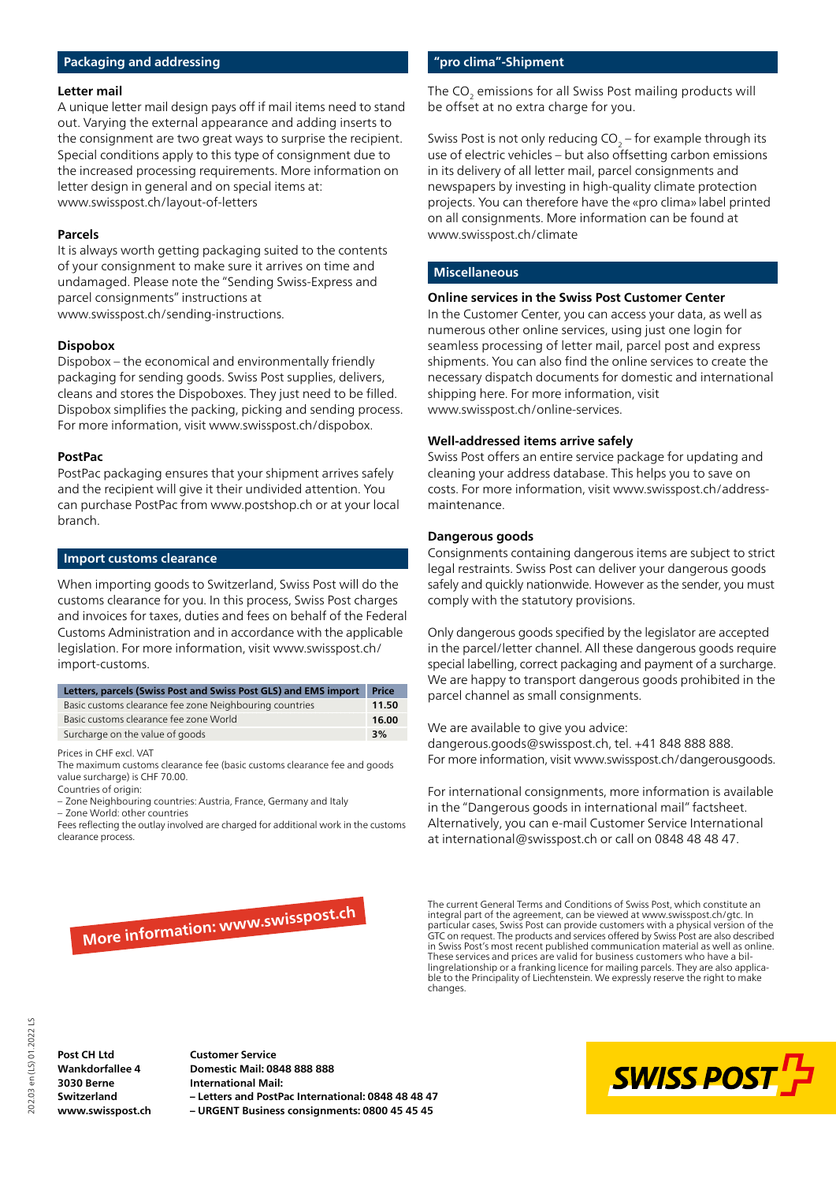## Packaging and addressing

### Letter mail

A unique letter mail design pays off if mail items need to stand out. Varying the external appearance and adding inserts to the consignment are two great ways to surprise the recipient. Special conditions apply to this type of consignment due to the increased processing requirements. More information on letter design in general and on special items at: www.swisspost.ch/layout-of-letters

### Parcels

It is always worth getting packaging suited to the contents of your consignment to make sure it arrives on time and undamaged. Please note the "Sending Swiss-Express and parcel consignments" instructions at www.swisspost.ch/sending-instructions.

### Dispobox

Dispobox – the economical and environmentally friendly packaging for sending goods. Swiss Post supplies, delivers, cleans and stores the Dispoboxes. They just need to be filled. Dispobox simplifies the packing, picking and sending process. For more information, visit www.swisspost.ch/dispobox.

### PostPac

PostPac packaging ensures that your shipment arrives safely and the recipient will give it their undivided attention. You can purchase PostPac from www.postshop.ch or at your local branch.

## Import customs clearance

When importing goods to Switzerland, Swiss Post will do the customs clearance for you. In this process, Swiss Post charges and invoices for taxes, duties and fees on behalf of the Federal Customs Administration and in accordance with the applicable legislation. For more information, visit www.swisspost.ch/import-customs.

| Letters, parcels (Swiss Post and Swiss Post GLS) and EMS import | Price |
|---|---|
| Basic customs clearance fee zone Neighbouring countries | 11.50 |
| Basic customs clearance fee zone World | 16.00 |
| Surcharge on the value of goods | 3% |

Prices in CHF excl. VAT

The maximum customs clearance fee (basic customs clearance fee and goods value surcharge) is CHF 70.00.

Countries of origin:
- Zone Neighbouring countries: Austria, France, Germany and Italy
- Zone World: other countries

Fees reflecting the outlay involved are charged for additional work in the customs clearance process.

## "pro clima"-Shipment

The $CO_2$ emissions for all Swiss Post mailing products will be offset at no extra charge for you.

Swiss Post is not only reducing $CO_2$ – for example through its use of electric vehicles – but also offsetting carbon emissions in its delivery of all letter mail, parcel consignments and newspapers by investing in high-quality climate protection projects. You can therefore have the «pro clima» label printed on all consignments. More information can be found at www.swisspost.ch/climate

## Miscellaneous

### Online services in the Swiss Post Customer Center

In the Customer Center, you can access your data, as well as numerous other online services, using just one login for seamless processing of letter mail, parcel post and express shipments. You can also find the online services to create the necessary dispatch documents for domestic and international shipping here. For more information, visit www.swisspost.ch/online-services.

### Well-addressed items arrive safely

Swiss Post offers an entire service package for updating and cleaning your address database. This helps you to save on costs. For more information, visit www.swisspost.ch/address-maintenance.

### Dangerous goods

Consignments containing dangerous items are subject to strict legal restraints. Swiss Post can deliver your dangerous goods safely and quickly nationwide. However as the sender, you must comply with the statutory provisions.

Only dangerous goods specified by the legislator are accepted in the parcel/letter channel. All these dangerous goods require special labelling, correct packaging and payment of a surcharge. We are happy to transport dangerous goods prohibited in the parcel channel as small consignments.

We are available to give you advice:
dangerous.goods@swisspost.ch, tel. +41 848 888 888.
For more information, visit www.swisspost.ch/dangerousgoods.

For international consignments, more information is available in the "Dangerous goods in international mail" factsheet. Alternatively, you can e-mail Customer Service International at international@swisspost.ch or call on 0848 48 48 47.

**More information: www.swisspost.ch**

The current General Terms and Conditions of Swiss Post, which constitute an integral part of the agreement, can be viewed at www.swisspost.ch/gtc. In particular cases, Swiss Post can provide customers with a physical version of the GTC on request. The products and services offered by Swiss Post are also described in Swiss Post's most recent published communication material as well as online. These services and prices are valid for business customers who have a billingrelationship or a franking licence for mailing parcels. They are also applicable to the Principality of Liechtenstein. We expressly reserve the right to make changes.

**Post CH Ltd**
**Wankdorfallee 4**
**3030 Berne**
**Switzerland**
**www.swisspost.ch**

**Customer Service**
**Domestic Mail: 0848 888 888**
**International Mail:**
**– Letters and PostPac International: 0848 48 48 47**
**– URGENT Business consignments: 0800 45 45 45**

SWISS POST

202.03 en (LS) 01.2022 LS